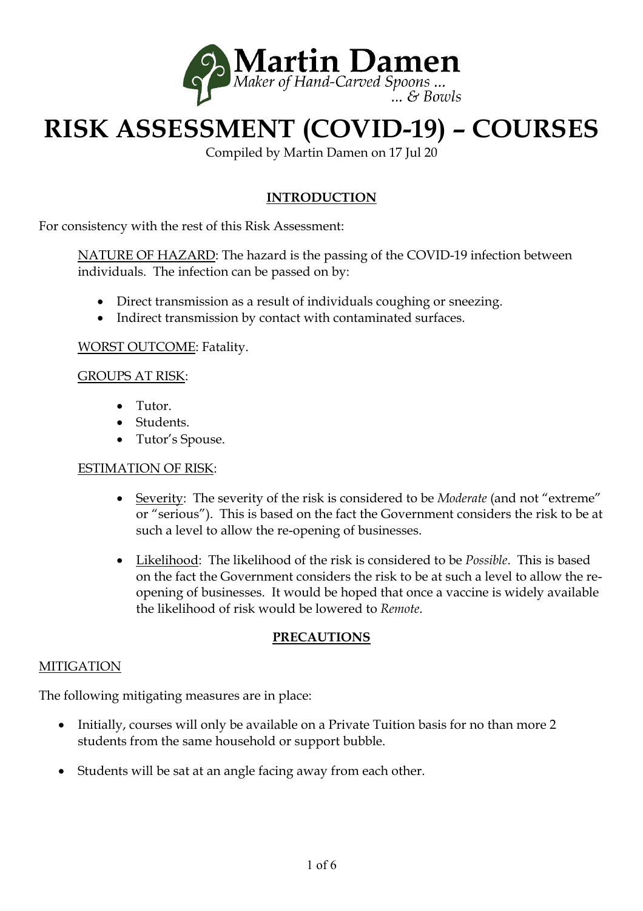Martin Damen
*Maker of Hand-Carved Spoons ...*
*... & Bowls*

# RISK ASSESSMENT (COVID-19) – COURSES

Compiled by Martin Damen on 17 Jul 20

## INTRODUCTION

For consistency with the rest of this Risk Assessment:

NATURE OF HAZARD: The hazard is the passing of the COVID-19 infection between individuals. The infection can be passed on by:

- Direct transmission as a result of individuals coughing or sneezing.
- Indirect transmission by contact with contaminated surfaces.

WORST OUTCOME: Fatality.

GROUPS AT RISK:

- Tutor.
- Students.
- Tutor's Spouse.

ESTIMATION OF RISK:

- Severity: The severity of the risk is considered to be *Moderate* (and not "extreme" or "serious"). This is based on the fact the Government considers the risk to be at such a level to allow the re-opening of businesses.

- Likelihood: The likelihood of the risk is considered to be *Possible*. This is based on the fact the Government considers the risk to be at such a level to allow the re-opening of businesses. It would be hoped that once a vaccine is widely available the likelihood of risk would be lowered to *Remote*.

## PRECAUTIONS

MITIGATION

The following mitigating measures are in place:

- Initially, courses will only be available on a Private Tuition basis for no than more 2 students from the same household or support bubble.

- Students will be sat at an angle facing away from each other.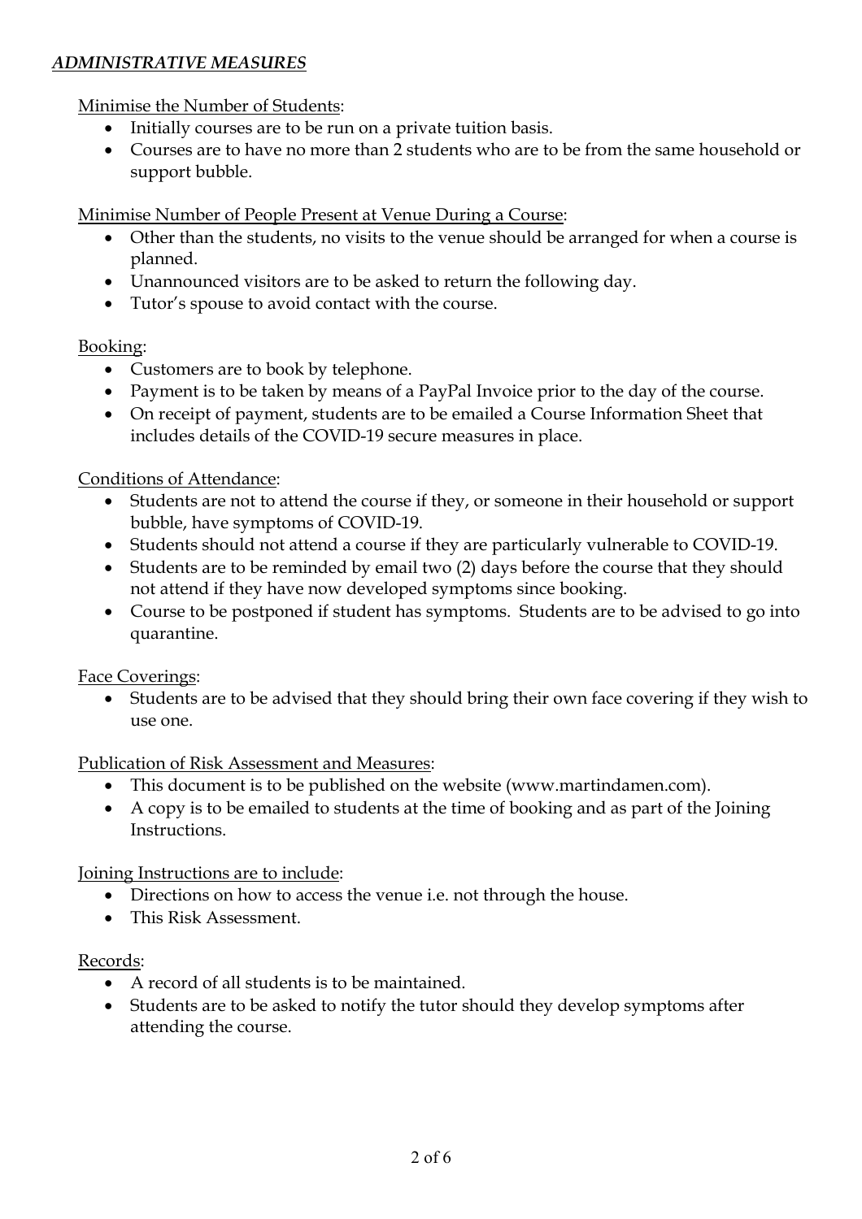## ***ADMINISTRATIVE MEASURES***

Minimise the Number of Students:

- Initially courses are to be run on a private tuition basis.
- Courses are to have no more than 2 students who are to be from the same household or support bubble.

Minimise Number of People Present at Venue During a Course:

- Other than the students, no visits to the venue should be arranged for when a course is planned.
- Unannounced visitors are to be asked to return the following day.
- Tutor's spouse to avoid contact with the course.

Booking:

- Customers are to book by telephone.
- Payment is to be taken by means of a PayPal Invoice prior to the day of the course.
- On receipt of payment, students are to be emailed a Course Information Sheet that includes details of the COVID-19 secure measures in place.

Conditions of Attendance:

- Students are not to attend the course if they, or someone in their household or support bubble, have symptoms of COVID-19.
- Students should not attend a course if they are particularly vulnerable to COVID-19.
- Students are to be reminded by email two (2) days before the course that they should not attend if they have now developed symptoms since booking.
- Course to be postponed if student has symptoms. Students are to be advised to go into quarantine.

Face Coverings:

- Students are to be advised that they should bring their own face covering if they wish to use one.

Publication of Risk Assessment and Measures:

- This document is to be published on the website (www.martindamen.com).
- A copy is to be emailed to students at the time of booking and as part of the Joining Instructions.

Joining Instructions are to include:

- Directions on how to access the venue i.e. not through the house.
- This Risk Assessment.

Records:

- A record of all students is to be maintained.
- Students are to be asked to notify the tutor should they develop symptoms after attending the course.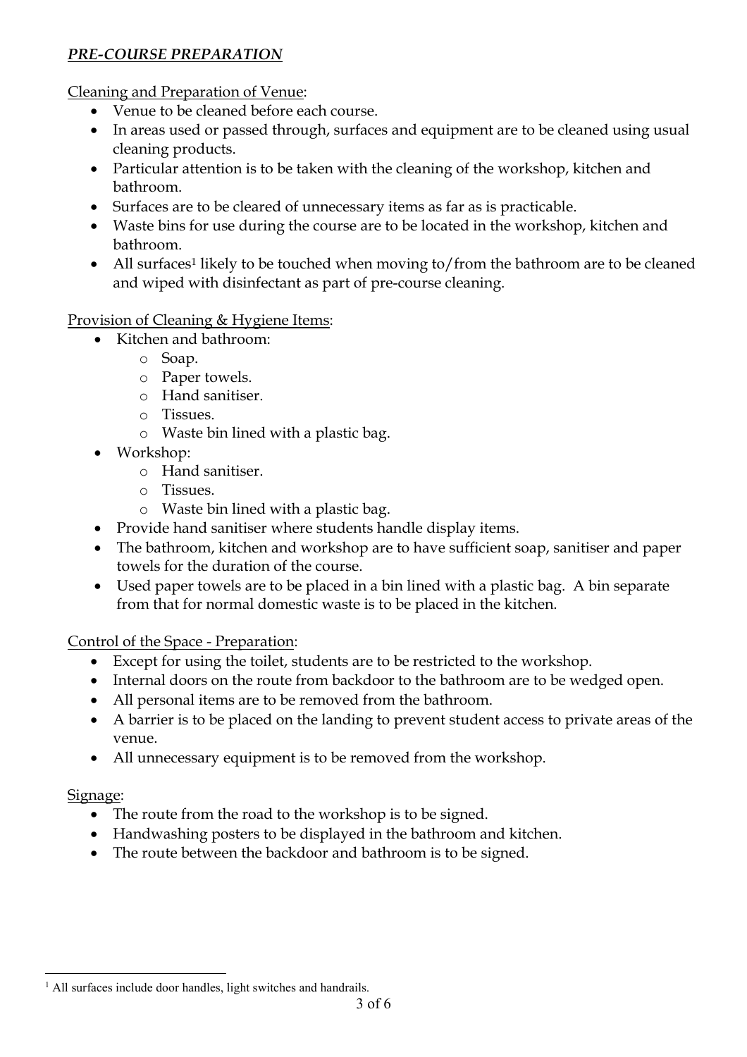***PRE-COURSE PREPARATION***

Cleaning and Preparation of Venue:

- Venue to be cleaned before each course.
- In areas used or passed through, surfaces and equipment are to be cleaned using usual cleaning products.
- Particular attention is to be taken with the cleaning of the workshop, kitchen and bathroom.
- Surfaces are to be cleared of unnecessary items as far as is practicable.
- Waste bins for use during the course are to be located in the workshop, kitchen and bathroom.
- All surfaces[1] likely to be touched when moving to/from the bathroom are to be cleaned and wiped with disinfectant as part of pre-course cleaning.

Provision of Cleaning & Hygiene Items:

- Kitchen and bathroom:
    - Soap.
    - Paper towels.
    - Hand sanitiser.
    - Tissues.
    - Waste bin lined with a plastic bag.
- Workshop:
    - Hand sanitiser.
    - Tissues.
    - Waste bin lined with a plastic bag.
- Provide hand sanitiser where students handle display items.
- The bathroom, kitchen and workshop are to have sufficient soap, sanitiser and paper towels for the duration of the course.
- Used paper towels are to be placed in a bin lined with a plastic bag. A bin separate from that for normal domestic waste is to be placed in the kitchen.

Control of the Space - Preparation:

- Except for using the toilet, students are to be restricted to the workshop.
- Internal doors on the route from backdoor to the bathroom are to be wedged open.
- All personal items are to be removed from the bathroom.
- A barrier is to be placed on the landing to prevent student access to private areas of the venue.
- All unnecessary equipment is to be removed from the workshop.

Signage:

- The route from the road to the workshop is to be signed.
- Handwashing posters to be displayed in the bathroom and kitchen.
- The route between the backdoor and bathroom is to be signed.

---

[1] All surfaces include door handles, light switches and handrails.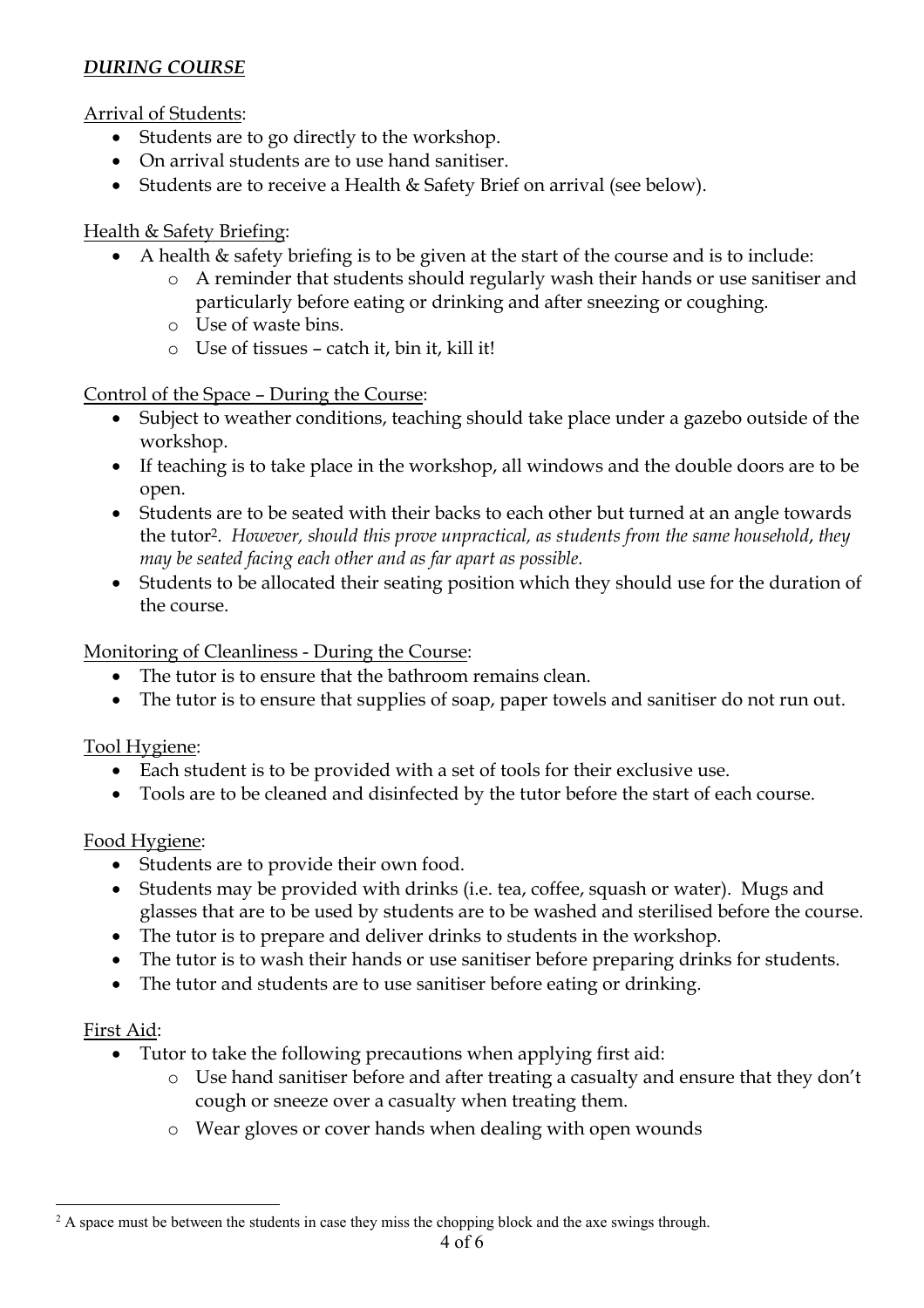***DURING COURSE***

Arrival of Students:

- Students are to go directly to the workshop.
- On arrival students are to use hand sanitiser.
- Students are to receive a Health & Safety Brief on arrival (see below).

Health & Safety Briefing:

- A health & safety briefing is to be given at the start of the course and is to include:
  - A reminder that students should regularly wash their hands or use sanitiser and particularly before eating or drinking and after sneezing or coughing.
  - Use of waste bins.
  - Use of tissues – catch it, bin it, kill it!

Control of the Space – During the Course:

- Subject to weather conditions, teaching should take place under a gazebo outside of the workshop.
- If teaching is to take place in the workshop, all windows and the double doors are to be open.
- Students are to be seated with their backs to each other but turned at an angle towards the tutor[2]. *However, should this prove unpractical, as students from the same household, they may be seated facing each other and as far apart as possible.*
- Students to be allocated their seating position which they should use for the duration of the course.

Monitoring of Cleanliness - During the Course:

- The tutor is to ensure that the bathroom remains clean.
- The tutor is to ensure that supplies of soap, paper towels and sanitiser do not run out.

Tool Hygiene:

- Each student is to be provided with a set of tools for their exclusive use.
- Tools are to be cleaned and disinfected by the tutor before the start of each course.

Food Hygiene:

- Students are to provide their own food.
- Students may be provided with drinks (i.e. tea, coffee, squash or water). Mugs and glasses that are to be used by students are to be washed and sterilised before the course.
- The tutor is to prepare and deliver drinks to students in the workshop.
- The tutor is to wash their hands or use sanitiser before preparing drinks for students.
- The tutor and students are to use sanitiser before eating or drinking.

First Aid:

- Tutor to take the following precautions when applying first aid:
  - Use hand sanitiser before and after treating a casualty and ensure that they don't cough or sneeze over a casualty when treating them.
  - Wear gloves or cover hands when dealing with open wounds

---

[2] A space must be between the students in case they miss the chopping block and the axe swings through.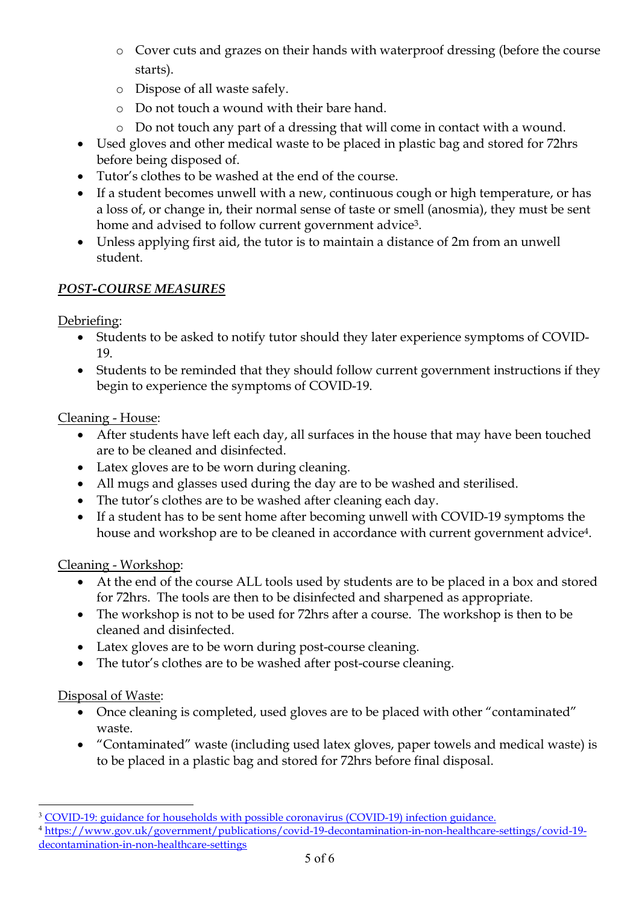- Cover cuts and grazes on their hands with waterproof dressing (before the course starts).
  - Dispose of all waste safely.
  - Do not touch a wound with their bare hand.
  - Do not touch any part of a dressing that will come in contact with a wound.
- Used gloves and other medical waste to be placed in plastic bag and stored for 72hrs before being disposed of.
- Tutor's clothes to be washed at the end of the course.
- If a student becomes unwell with a new, continuous cough or high temperature, or has a loss of, or change in, their normal sense of taste or smell (anosmia), they must be sent home and advised to follow current government advice[3].
- Unless applying first aid, the tutor is to maintain a distance of 2m from an unwell student.

***POST-COURSE MEASURES***

Debriefing:

- Students to be asked to notify tutor should they later experience symptoms of COVID-19.
- Students to be reminded that they should follow current government instructions if they begin to experience the symptoms of COVID-19.

Cleaning - House:

- After students have left each day, all surfaces in the house that may have been touched are to be cleaned and disinfected.
- Latex gloves are to be worn during cleaning.
- All mugs and glasses used during the day are to be washed and sterilised.
- The tutor's clothes are to be washed after cleaning each day.
- If a student has to be sent home after becoming unwell with COVID-19 symptoms the house and workshop are to be cleaned in accordance with current government advice[4].

Cleaning - Workshop:

- At the end of the course ALL tools used by students are to be placed in a box and stored for 72hrs. The tools are then to be disinfected and sharpened as appropriate.
- The workshop is not to be used for 72hrs after a course. The workshop is then to be cleaned and disinfected.
- Latex gloves are to be worn during post-course cleaning.
- The tutor's clothes are to be washed after post-course cleaning.

Disposal of Waste:

- Once cleaning is completed, used gloves are to be placed with other "contaminated" waste.
- "Contaminated" waste (including used latex gloves, paper towels and medical waste) is to be placed in a plastic bag and stored for 72hrs before final disposal.

---

[3] COVID-19: guidance for households with possible coronavirus (COVID-19) infection guidance.

[4] https://www.gov.uk/government/publications/covid-19-decontamination-in-non-healthcare-settings/covid-19-decontamination-in-non-healthcare-settings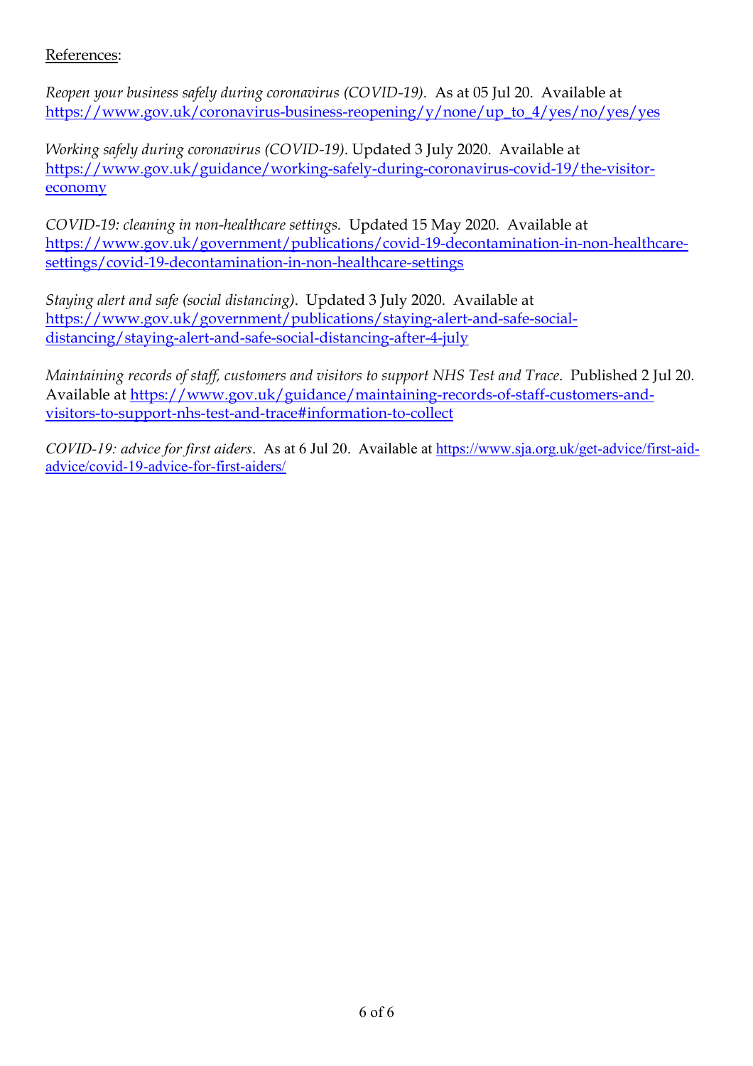References:

*Reopen your business safely during coronavirus (COVID-19)*. As at 05 Jul 20. Available at https://www.gov.uk/coronavirus-business-reopening/y/none/up_to_4/yes/no/yes/yes

*Working safely during coronavirus (COVID-19)*. Updated 3 July 2020. Available at https://www.gov.uk/guidance/working-safely-during-coronavirus-covid-19/the-visitor-economy

*COVID-19: cleaning in non-healthcare settings*. Updated 15 May 2020. Available at https://www.gov.uk/government/publications/covid-19-decontamination-in-non-healthcare-settings/covid-19-decontamination-in-non-healthcare-settings

*Staying alert and safe (social distancing)*. Updated 3 July 2020. Available at https://www.gov.uk/government/publications/staying-alert-and-safe-social-distancing/staying-alert-and-safe-social-distancing-after-4-july

*Maintaining records of staff, customers and visitors to support NHS Test and Trace*. Published 2 Jul 20. Available at https://www.gov.uk/guidance/maintaining-records-of-staff-customers-and-visitors-to-support-nhs-test-and-trace#information-to-collect

*COVID-19: advice for first aiders*. As at 6 Jul 20. Available at https://www.sja.org.uk/get-advice/first-aid-advice/covid-19-advice-for-first-aiders/